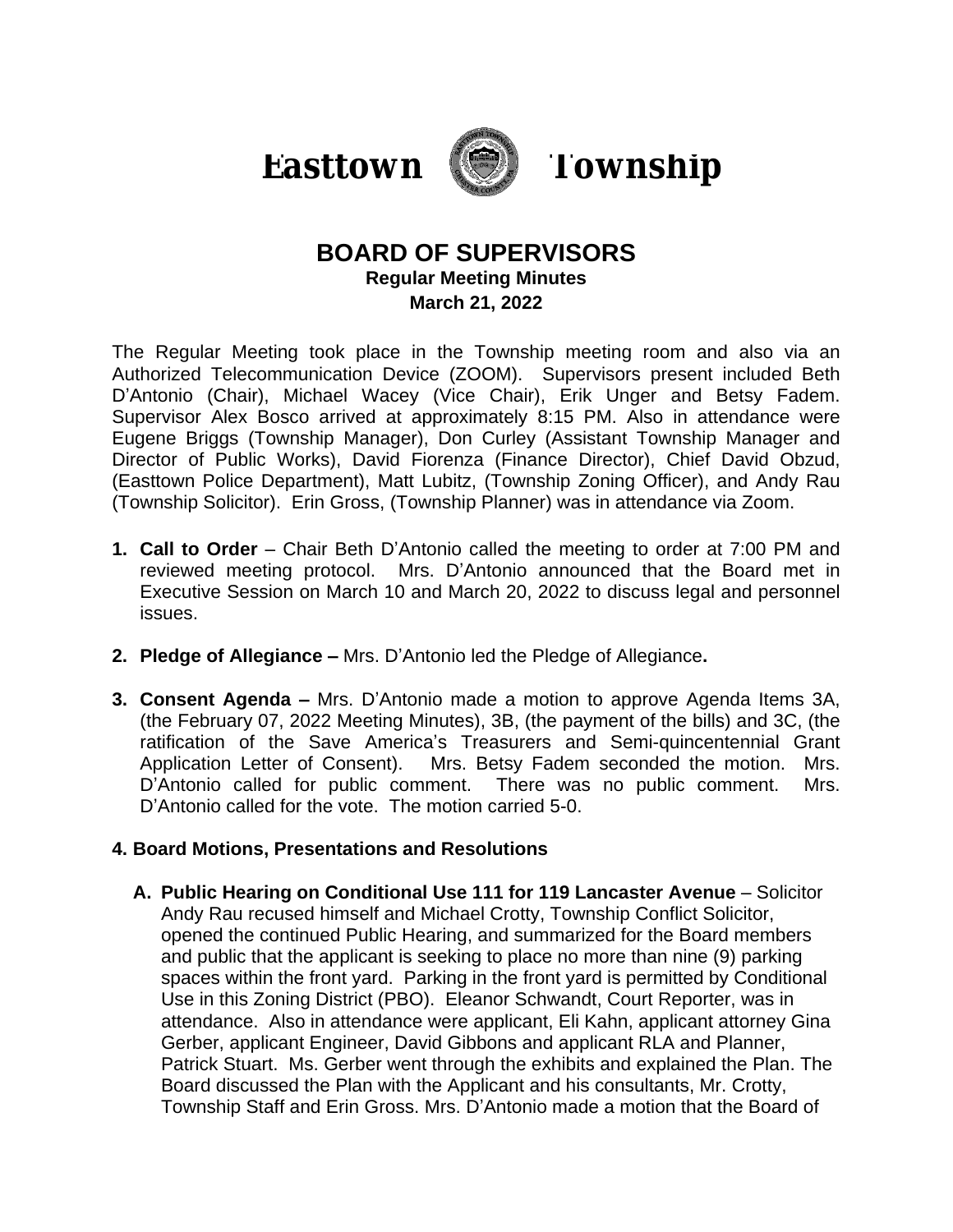# Easttown Township

## BOARD OF SUPERVISORS

**Regular Meeting Minutes**

**March 21, 2022**

The Regular Meeting took place in the Township meeting room and also via an Authorized Telecommunication Device (ZOOM). Supervisors present included Beth D'Antonio (Chair), Michael Wacey (Vice Chair), Erik Unger and Betsy Fadem. Supervisor Alex Bosco arrived at approximately 8:15 PM. Also in attendance were Eugene Briggs (Township Manager), Don Curley (Assistant Township Manager and Director of Public Works), David Fiorenza (Finance Director), Chief David Obzud, (Easttown Police Department), Matt Lubitz, (Township Zoning Officer), and Andy Rau (Township Solicitor). Erin Gross, (Township Planner) was in attendance via Zoom.

1. **Call to Order** – Chair Beth D'Antonio called the meeting to order at 7:00 PM and reviewed meeting protocol. Mrs. D'Antonio announced that the Board met in Executive Session on March 10 and March 20, 2022 to discuss legal and personnel issues.

2. **Pledge of Allegiance –** Mrs. D'Antonio led the Pledge of Allegiance**.**

3. **Consent Agenda –** Mrs. D'Antonio made a motion to approve Agenda Items 3A, (the February 07, 2022 Meeting Minutes), 3B, (the payment of the bills) and 3C, (the ratification of the Save America's Treasurers and Semi-quincentennial Grant Application Letter of Consent). Mrs. Betsy Fadem seconded the motion. Mrs. D'Antonio called for public comment. There was no public comment. Mrs. D'Antonio called for the vote. The motion carried 5-0.

**4. Board Motions, Presentations and Resolutions**

**A. Public Hearing on Conditional Use 111 for 119 Lancaster Avenue** – Solicitor Andy Rau recused himself and Michael Crotty, Township Conflict Solicitor, opened the continued Public Hearing, and summarized for the Board members and public that the applicant is seeking to place no more than nine (9) parking spaces within the front yard. Parking in the front yard is permitted by Conditional Use in this Zoning District (PBO). Eleanor Schwandt, Court Reporter, was in attendance. Also in attendance were applicant, Eli Kahn, applicant attorney Gina Gerber, applicant Engineer, David Gibbons and applicant RLA and Planner, Patrick Stuart. Ms. Gerber went through the exhibits and explained the Plan. The Board discussed the Plan with the Applicant and his consultants, Mr. Crotty, Township Staff and Erin Gross. Mrs. D'Antonio made a motion that the Board of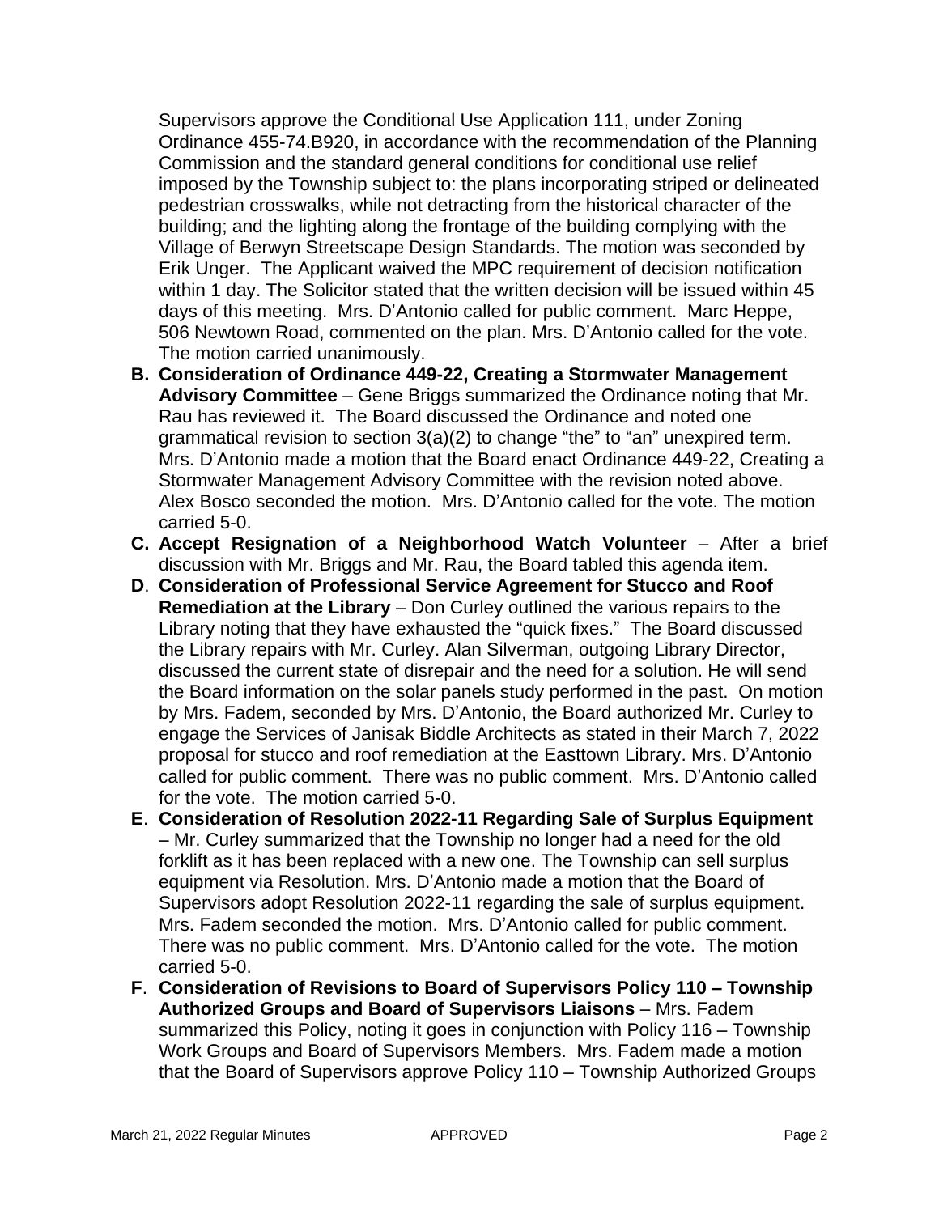Supervisors approve the Conditional Use Application 111, under Zoning Ordinance 455-74.B920, in accordance with the recommendation of the Planning Commission and the standard general conditions for conditional use relief imposed by the Township subject to: the plans incorporating striped or delineated pedestrian crosswalks, while not detracting from the historical character of the building; and the lighting along the frontage of the building complying with the Village of Berwyn Streetscape Design Standards. The motion was seconded by Erik Unger. The Applicant waived the MPC requirement of decision notification within 1 day. The Solicitor stated that the written decision will be issued within 45 days of this meeting. Mrs. D'Antonio called for public comment. Marc Heppe, 506 Newtown Road, commented on the plan. Mrs. D'Antonio called for the vote. The motion carried unanimously.

**B. Consideration of Ordinance 449-22, Creating a Stormwater Management Advisory Committee** – Gene Briggs summarized the Ordinance noting that Mr. Rau has reviewed it. The Board discussed the Ordinance and noted one grammatical revision to section 3(a)(2) to change "the" to "an" unexpired term. Mrs. D'Antonio made a motion that the Board enact Ordinance 449-22, Creating a Stormwater Management Advisory Committee with the revision noted above. Alex Bosco seconded the motion. Mrs. D'Antonio called for the vote. The motion carried 5-0.

**C. Accept Resignation of a Neighborhood Watch Volunteer** – After a brief discussion with Mr. Briggs and Mr. Rau, the Board tabled this agenda item.

**D. Consideration of Professional Service Agreement for Stucco and Roof Remediation at the Library** – Don Curley outlined the various repairs to the Library noting that they have exhausted the "quick fixes." The Board discussed the Library repairs with Mr. Curley. Alan Silverman, outgoing Library Director, discussed the current state of disrepair and the need for a solution. He will send the Board information on the solar panels study performed in the past. On motion by Mrs. Fadem, seconded by Mrs. D'Antonio, the Board authorized Mr. Curley to engage the Services of Janisak Biddle Architects as stated in their March 7, 2022 proposal for stucco and roof remediation at the Easttown Library. Mrs. D'Antonio called for public comment. There was no public comment. Mrs. D'Antonio called for the vote. The motion carried 5-0.

**E. Consideration of Resolution 2022-11 Regarding Sale of Surplus Equipment** – Mr. Curley summarized that the Township no longer had a need for the old forklift as it has been replaced with a new one. The Township can sell surplus equipment via Resolution. Mrs. D'Antonio made a motion that the Board of Supervisors adopt Resolution 2022-11 regarding the sale of surplus equipment. Mrs. Fadem seconded the motion. Mrs. D'Antonio called for public comment. There was no public comment. Mrs. D'Antonio called for the vote. The motion carried 5-0.

**F. Consideration of Revisions to Board of Supervisors Policy 110 – Township Authorized Groups and Board of Supervisors Liaisons** – Mrs. Fadem summarized this Policy, noting it goes in conjunction with Policy 116 – Township Work Groups and Board of Supervisors Members. Mrs. Fadem made a motion that the Board of Supervisors approve Policy 110 – Township Authorized Groups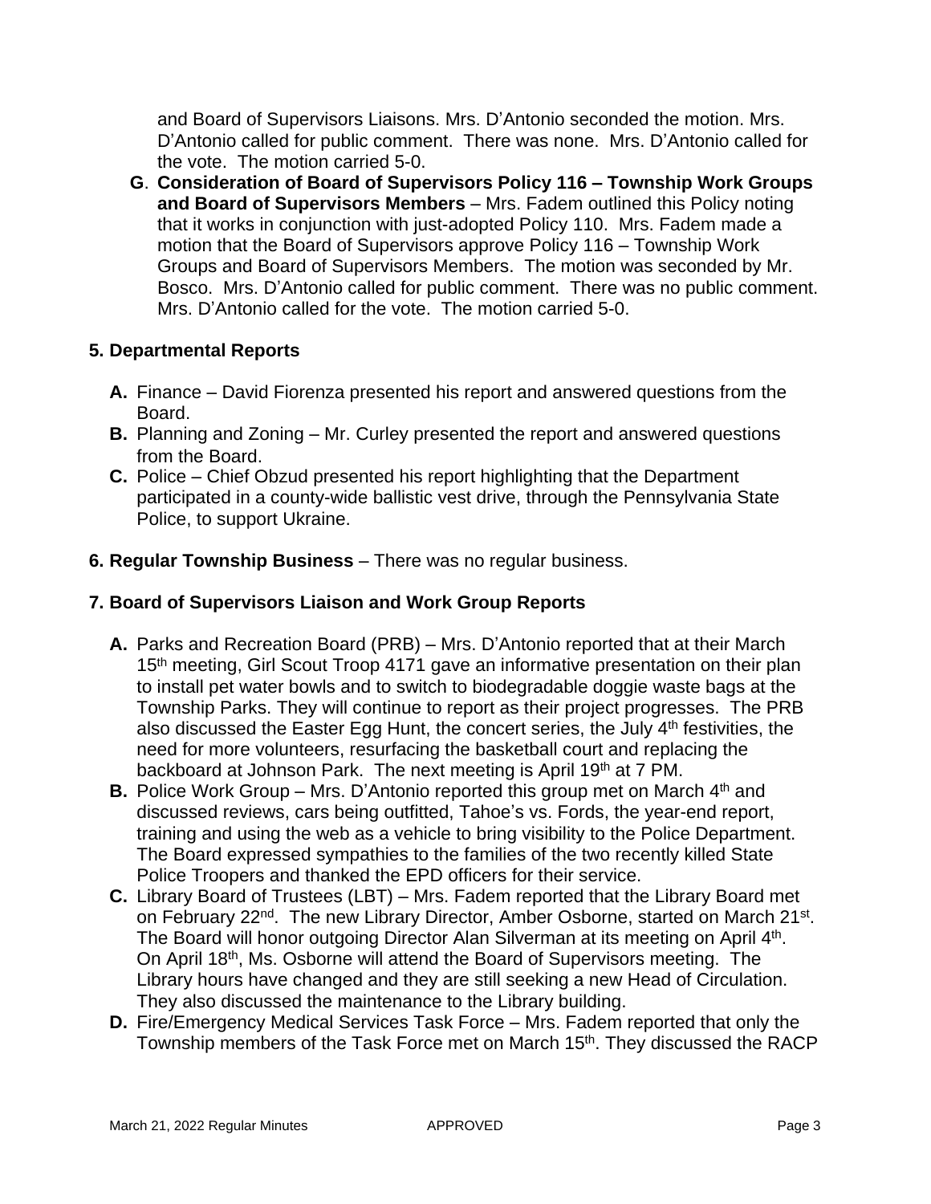and Board of Supervisors Liaisons. Mrs. D'Antonio seconded the motion. Mrs. D'Antonio called for public comment. There was none. Mrs. D'Antonio called for the vote. The motion carried 5-0.

**G**. **Consideration of Board of Supervisors Policy 116 – Township Work Groups and Board of Supervisors Members** – Mrs. Fadem outlined this Policy noting that it works in conjunction with just-adopted Policy 110. Mrs. Fadem made a motion that the Board of Supervisors approve Policy 116 – Township Work Groups and Board of Supervisors Members. The motion was seconded by Mr. Bosco. Mrs. D'Antonio called for public comment. There was no public comment. Mrs. D'Antonio called for the vote. The motion carried 5-0.

**5. Departmental Reports**

**A.** Finance – David Fiorenza presented his report and answered questions from the Board.

**B.** Planning and Zoning – Mr. Curley presented the report and answered questions from the Board.

**C.** Police – Chief Obzud presented his report highlighting that the Department participated in a county-wide ballistic vest drive, through the Pennsylvania State Police, to support Ukraine.

**6. Regular Township Business** – There was no regular business.

**7. Board of Supervisors Liaison and Work Group Reports**

**A.** Parks and Recreation Board (PRB) – Mrs. D'Antonio reported that at their March 15th meeting, Girl Scout Troop 4171 gave an informative presentation on their plan to install pet water bowls and to switch to biodegradable doggie waste bags at the Township Parks. They will continue to report as their project progresses. The PRB also discussed the Easter Egg Hunt, the concert series, the July 4th festivities, the need for more volunteers, resurfacing the basketball court and replacing the backboard at Johnson Park. The next meeting is April 19th at 7 PM.

**B.** Police Work Group – Mrs. D'Antonio reported this group met on March 4th and discussed reviews, cars being outfitted, Tahoe's vs. Fords, the year-end report, training and using the web as a vehicle to bring visibility to the Police Department. The Board expressed sympathies to the families of the two recently killed State Police Troopers and thanked the EPD officers for their service.

**C.** Library Board of Trustees (LBT) – Mrs. Fadem reported that the Library Board met on February 22nd. The new Library Director, Amber Osborne, started on March 21st. The Board will honor outgoing Director Alan Silverman at its meeting on April 4th. On April 18th, Ms. Osborne will attend the Board of Supervisors meeting. The Library hours have changed and they are still seeking a new Head of Circulation. They also discussed the maintenance to the Library building.

**D.** Fire/Emergency Medical Services Task Force – Mrs. Fadem reported that only the Township members of the Task Force met on March 15th. They discussed the RACP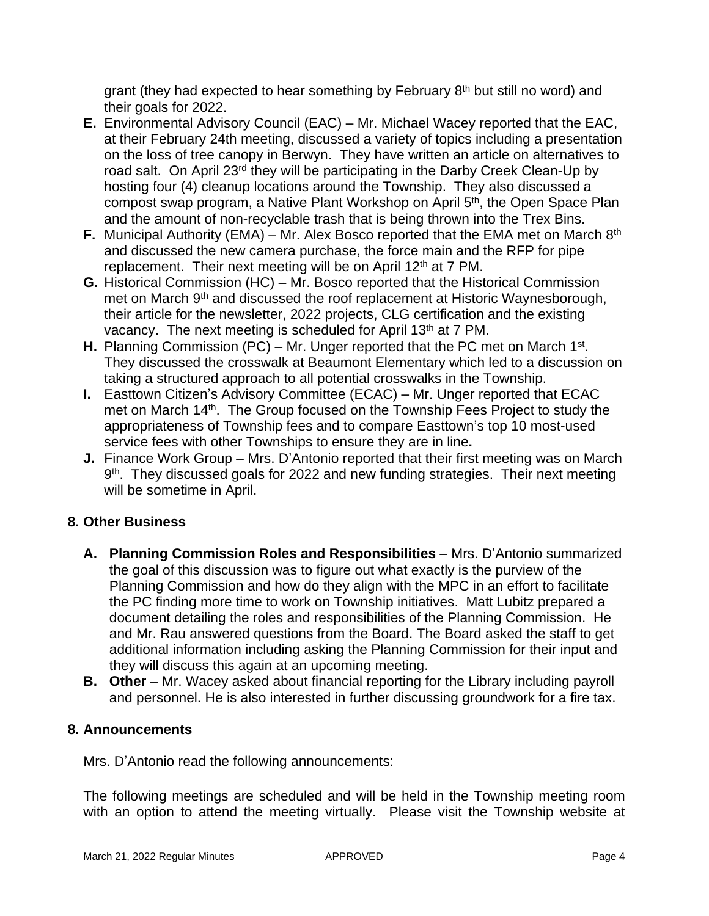grant (they had expected to hear something by February 8th but still no word) and their goals for 2022.

**E.** Environmental Advisory Council (EAC) – Mr. Michael Wacey reported that the EAC, at their February 24th meeting, discussed a variety of topics including a presentation on the loss of tree canopy in Berwyn. They have written an article on alternatives to road salt. On April 23rd they will be participating in the Darby Creek Clean-Up by hosting four (4) cleanup locations around the Township. They also discussed a compost swap program, a Native Plant Workshop on April 5th, the Open Space Plan and the amount of non-recyclable trash that is being thrown into the Trex Bins.

**F.** Municipal Authority (EMA) – Mr. Alex Bosco reported that the EMA met on March 8th and discussed the new camera purchase, the force main and the RFP for pipe replacement. Their next meeting will be on April 12th at 7 PM.

**G.** Historical Commission (HC) – Mr. Bosco reported that the Historical Commission met on March 9th and discussed the roof replacement at Historic Waynesborough, their article for the newsletter, 2022 projects, CLG certification and the existing vacancy. The next meeting is scheduled for April 13th at 7 PM.

**H.** Planning Commission (PC) – Mr. Unger reported that the PC met on March 1st. They discussed the crosswalk at Beaumont Elementary which led to a discussion on taking a structured approach to all potential crosswalks in the Township.

**I.** Easttown Citizen's Advisory Committee (ECAC) – Mr. Unger reported that ECAC met on March 14th. The Group focused on the Township Fees Project to study the appropriateness of Township fees and to compare Easttown's top 10 most-used service fees with other Townships to ensure they are in line**.**

**J.** Finance Work Group – Mrs. D'Antonio reported that their first meeting was on March 9th. They discussed goals for 2022 and new funding strategies. Their next meeting will be sometime in April.

## 8. Other Business

**A. Planning Commission Roles and Responsibilities** – Mrs. D'Antonio summarized the goal of this discussion was to figure out what exactly is the purview of the Planning Commission and how do they align with the MPC in an effort to facilitate the PC finding more time to work on Township initiatives. Matt Lubitz prepared a document detailing the roles and responsibilities of the Planning Commission. He and Mr. Rau answered questions from the Board. The Board asked the staff to get additional information including asking the Planning Commission for their input and they will discuss this again at an upcoming meeting.

**B. Other** – Mr. Wacey asked about financial reporting for the Library including payroll and personnel. He is also interested in further discussing groundwork for a fire tax.

## 8. Announcements

Mrs. D'Antonio read the following announcements:

The following meetings are scheduled and will be held in the Township meeting room with an option to attend the meeting virtually. Please visit the Township website at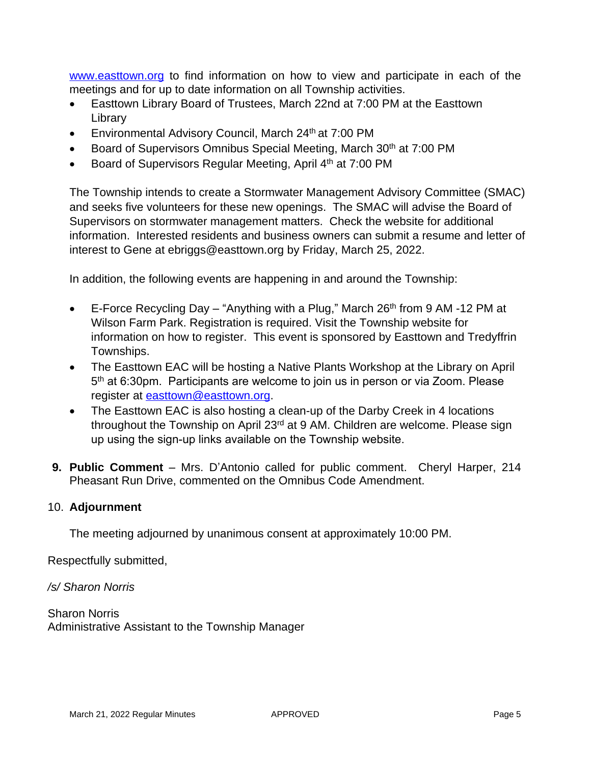[www.easttown.org](http://www.easttown.org) to find information on how to view and participate in each of the meetings and for up to date information on all Township activities.

- Easttown Library Board of Trustees, March 22nd at 7:00 PM at the Easttown Library
- Environmental Advisory Council, March 24th at 7:00 PM
- Board of Supervisors Omnibus Special Meeting, March 30th at 7:00 PM
- Board of Supervisors Regular Meeting, April 4th at 7:00 PM

The Township intends to create a Stormwater Management Advisory Committee (SMAC) and seeks five volunteers for these new openings. The SMAC will advise the Board of Supervisors on stormwater management matters. Check the website for additional information. Interested residents and business owners can submit a resume and letter of interest to Gene at ebriggs@easttown.org by Friday, March 25, 2022.

In addition, the following events are happening in and around the Township:

- E-Force Recycling Day – "Anything with a Plug," March 26th from 9 AM -12 PM at Wilson Farm Park. Registration is required. Visit the Township website for information on how to register. This event is sponsored by Easttown and Tredyffrin Townships.
- The Easttown EAC will be hosting a Native Plants Workshop at the Library on April 5th at 6:30pm. Participants are welcome to join us in person or via Zoom. Please register at [easttown@easttown.org](mailto:easttown@easttown.org).
- The Easttown EAC is also hosting a clean-up of the Darby Creek in 4 locations throughout the Township on April 23rd at 9 AM. Children are welcome. Please sign up using the sign-up links available on the Township website.

9. **Public Comment** – Mrs. D'Antonio called for public comment. Cheryl Harper, 214 Pheasant Run Drive, commented on the Omnibus Code Amendment.

10. **Adjournment**

The meeting adjourned by unanimous consent at approximately 10:00 PM.

Respectfully submitted,

*/s/ Sharon Norris*

Sharon Norris
Administrative Assistant to the Township Manager